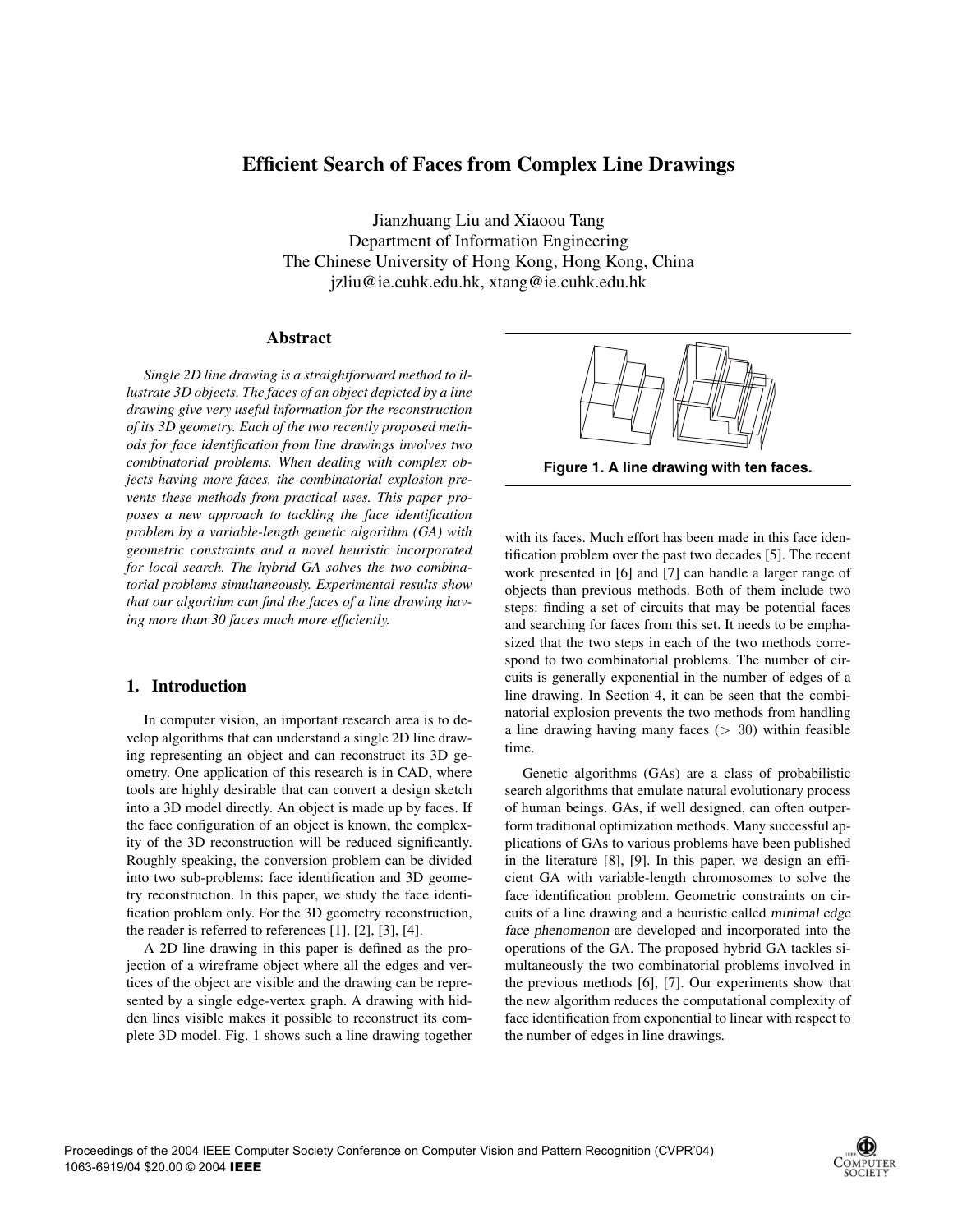# Efficient Search of Faces from Complex Line Drawings

Jianzhuang Liu and Xiaoou Tang
Department of Information Engineering
The Chinese University of Hong Kong, Hong Kong, China
jzliu@ie.cuhk.edu.hk, xtang@ie.cuhk.edu.hk

## Abstract

*Single 2D line drawing is a straightforward method to illustrate 3D objects. The faces of an object depicted by a line drawing give very useful information for the reconstruction of its 3D geometry. Each of the two recently proposed methods for face identification from line drawings involves two combinatorial problems. When dealing with complex objects having more faces, the combinatorial explosion prevents these methods from practical uses. This paper proposes a new approach to tackling the face identification problem by a variable-length genetic algorithm (GA) with geometric constraints and a novel heuristic incorporated for local search. The hybrid GA solves the two combinatorial problems simultaneously. Experimental results show that our algorithm can find the faces of a line drawing having more than 30 faces much more efficiently.*

**Figure 1. A line drawing with ten faces.**

## 1. Introduction

In computer vision, an important research area is to develop algorithms that can understand a single 2D line drawing representing an object and can reconstruct its 3D geometry. One application of this research is in CAD, where tools are highly desirable that can convert a design sketch into a 3D model directly. An object is made up by faces. If the face configuration of an object is known, the complexity of the 3D reconstruction will be reduced significantly. Roughly speaking, the conversion problem can be divided into two sub-problems: face identification and 3D geometry reconstruction. In this paper, we study the face identification problem only. For the 3D geometry reconstruction, the reader is referred to references [1], [2], [3], [4].

A 2D line drawing in this paper is defined as the projection of a wireframe object where all the edges and vertices of the object are visible and the drawing can be represented by a single edge-vertex graph. A drawing with hidden lines visible makes it possible to reconstruct its complete 3D model. Fig. 1 shows such a line drawing together with its faces. Much effort has been made in this face identification problem over the past two decades [5]. The recent work presented in [6] and [7] can handle a larger range of objects than previous methods. Both of them include two steps: finding a set of circuits that may be potential faces and searching for faces from this set. It needs to be emphasized that the two steps in each of the two methods correspond to two combinatorial problems. The number of circuits is generally exponential in the number of edges of a line drawing. In Section 4, it can be seen that the combinatorial explosion prevents the two methods from handling a line drawing having many faces ($> 30$) within feasible time.

Genetic algorithms (GAs) are a class of probabilistic search algorithms that emulate natural evolutionary process of human beings. GAs, if well designed, can often outperform traditional optimization methods. Many successful applications of GAs to various problems have been published in the literature [8], [9]. In this paper, we design an efficient GA with variable-length chromosomes to solve the face identification problem. Geometric constraints on circuits of a line drawing and a heuristic called *minimal edge face phenomenon* are developed and incorporated into the operations of the GA. The proposed hybrid GA tackles simultaneously the two combinatorial problems involved in the previous methods [6], [7]. Our experiments show that the new algorithm reduces the computational complexity of face identification from exponential to linear with respect to the number of edges in line drawings.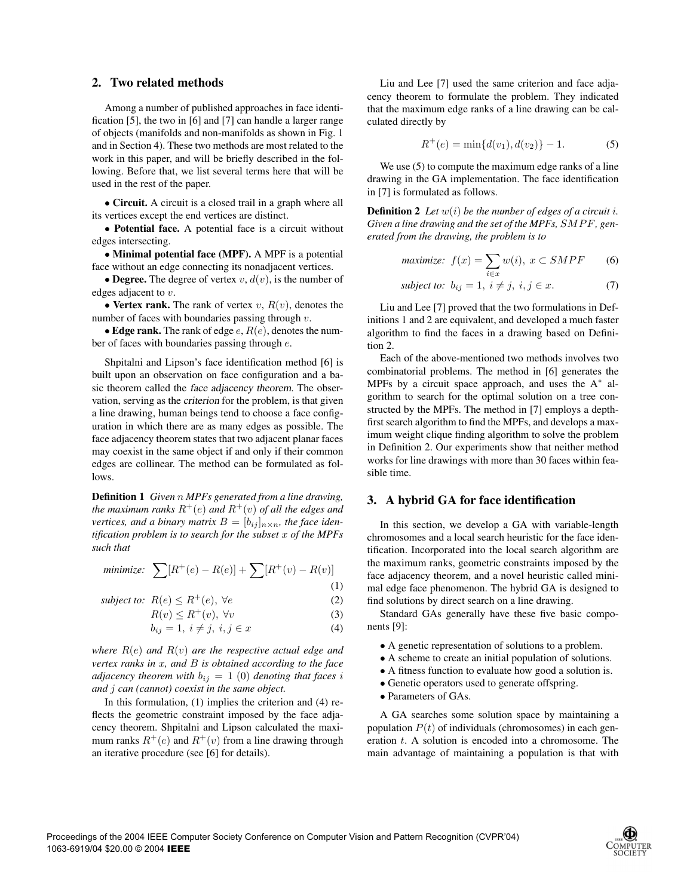## 2. Two related methods

Among a number of published approaches in face identification [5], the two in [6] and [7] can handle a larger range of objects (manifolds and non-manifolds as shown in Fig. 1 and in Section 4). These two methods are most related to the work in this paper, and will be briefly described in the following. Before that, we list several terms here that will be used in the rest of the paper.

- **Circuit.** A circuit is a closed trail in a graph where all its vertices except the end vertices are distinct.
- **Potential face.** A potential face is a circuit without edges intersecting.
- **Minimal potential face (MPF).** A MPF is a potential face without an edge connecting its nonadjacent vertices.
- **Degree.** The degree of vertex $v$, $d(v)$, is the number of edges adjacent to $v$.
- **Vertex rank.** The rank of vertex $v$, $R(v)$, denotes the number of faces with boundaries passing through $v$.
- **Edge rank.** The rank of edge $e$, $R(e)$, denotes the number of faces with boundaries passing through $e$.

Shpitalni and Lipson's face identification method [6] is built upon an observation on face configuration and a basic theorem called the *face adjacency theorem*. The observation, serving as the *criterion* for the problem, is that given a line drawing, human beings tend to choose a face configuration in which there are as many edges as possible. The face adjacency theorem states that two adjacent planar faces may coexist in the same object if and only if their common edges are collinear. The method can be formulated as follows.

**Definition 1** *Given $n$ MPFs generated from a line drawing, the maximum ranks $R^+(e)$ and $R^+(v)$ of all the edges and vertices, and a binary matrix $B = [b_{ij}]_{n \times n}$, the face identification problem is to search for the subset $x$ of the MPFs such that*

$$\textit{minimize:} \;\; \sum[R^+(e) - R(e)] + \sum[R^+(v) - R(v)] \tag{1}$$

$$\textit{subject to:} \;\; R(e) \leq R^+(e), \; \forall e \tag{2}$$

$$R(v) \leq R^+(v), \; \forall v \tag{3}$$

$$b_{ij} = 1, \; i \neq j, \; i, j \in x \tag{4}$$

*where $R(e)$ and $R(v)$ are the respective actual edge and vertex ranks in $x$, and $B$ is obtained according to the face adjacency theorem with $b_{ij} = 1$ (0) denoting that faces $i$ and $j$ can (cannot) coexist in the same object.*

In this formulation, (1) implies the criterion and (4) reflects the geometric constraint imposed by the face adjacency theorem. Shpitalni and Lipson calculated the maximum ranks $R^+(e)$ and $R^+(v)$ from a line drawing through an iterative procedure (see [6] for details).

Liu and Lee [7] used the same criterion and face adjacency theorem to formulate the problem. They indicated that the maximum edge ranks of a line drawing can be calculated directly by

$$R^+(e) = \min\{d(v_1), d(v_2)\} - 1. \tag{5}$$

We use (5) to compute the maximum edge ranks of a line drawing in the GA implementation. The face identification in [7] is formulated as follows.

**Definition 2** *Let $w(i)$ be the number of edges of a circuit $i$. Given a line drawing and the set of the MPFs, $SMPF$, generated from the drawing, the problem is to*

$$\textit{maximize:} \;\; f(x) = \sum_{i \in x} w(i), \; x \subset SMPF \tag{6}$$

$$\textit{subject to:} \;\; b_{ij} = 1, \; i \neq j, \; i, j \in x. \tag{7}$$

Liu and Lee [7] proved that the two formulations in Definitions 1 and 2 are equivalent, and developed a much faster algorithm to find the faces in a drawing based on Definition 2.

Each of the above-mentioned two methods involves two combinatorial problems. The method in [6] generates the MPFs by a circuit space approach, and uses the A$^*$ algorithm to search for the optimal solution on a tree constructed by the MPFs. The method in [7] employs a depth-first search algorithm to find the MPFs, and develops a maximum weight clique finding algorithm to solve the problem in Definition 2. Our experiments show that neither method works for line drawings with more than 30 faces within feasible time.

## 3. A hybrid GA for face identification

In this section, we develop a GA with variable-length chromosomes and a local search heuristic for the face identification. Incorporated into the local search algorithm are the maximum ranks, geometric constraints imposed by the face adjacency theorem, and a novel heuristic called minimal edge face phenomenon. The hybrid GA is designed to find solutions by direct search on a line drawing.

Standard GAs generally have these five basic components [9]:

- A genetic representation of solutions to a problem.
- A scheme to create an initial population of solutions.
- A fitness function to evaluate how good a solution is.
- Genetic operators used to generate offspring.
- Parameters of GAs.

A GA searches some solution space by maintaining a population $P(t)$ of individuals (chromosomes) in each generation $t$. A solution is encoded into a chromosome. The main advantage of maintaining a population is that with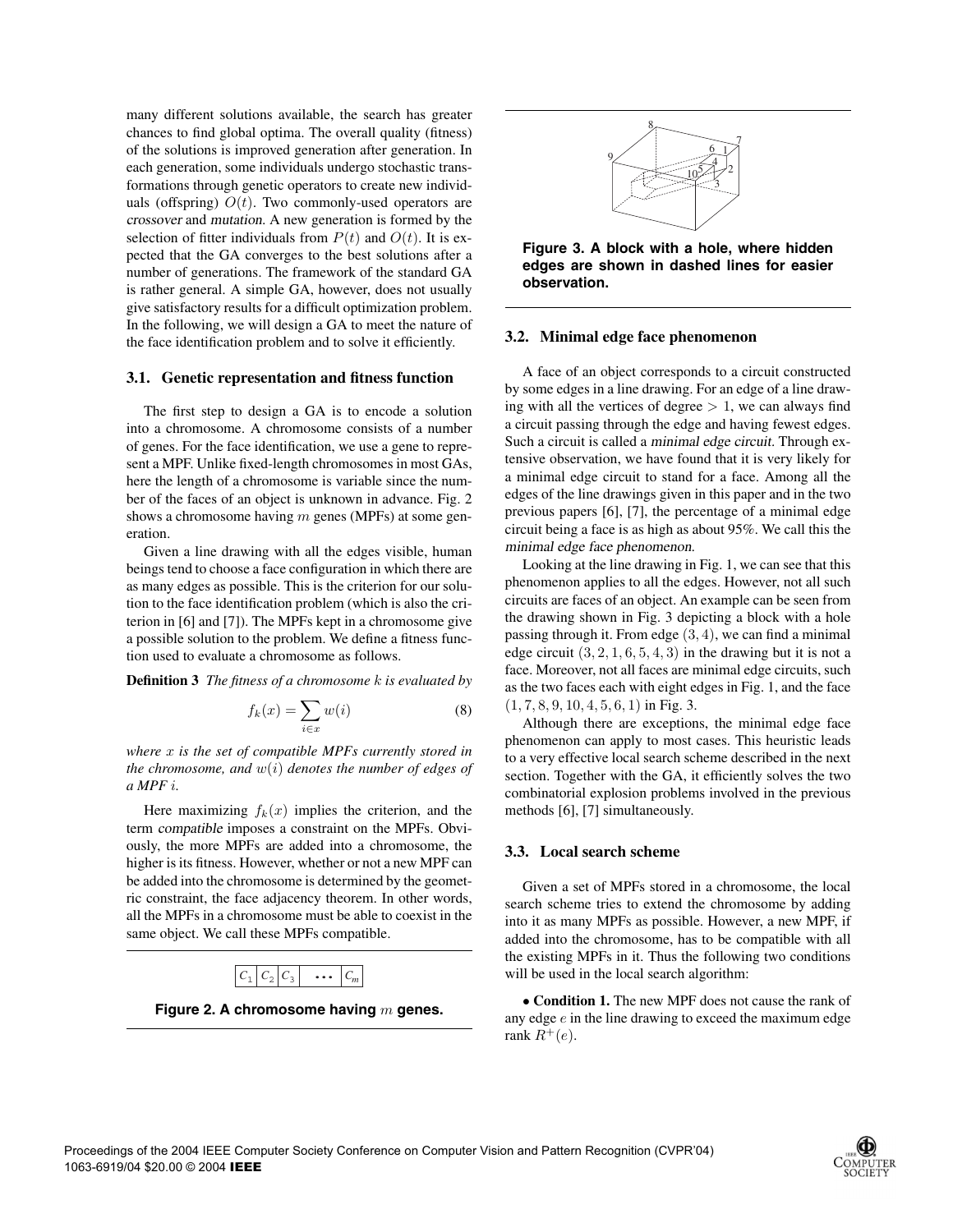many different solutions available, the search has greater chances to find global optima. The overall quality (fitness) of the solutions is improved generation after generation. In each generation, some individuals undergo stochastic transformations through genetic operators to create new individuals (offspring) $O(t)$. Two commonly-used operators are *crossover* and *mutation*. A new generation is formed by the selection of fitter individuals from $P(t)$ and $O(t)$. It is expected that the GA converges to the best solutions after a number of generations. The framework of the standard GA is rather general. A simple GA, however, does not usually give satisfactory results for a difficult optimization problem. In the following, we will design a GA to meet the nature of the face identification problem and to solve it efficiently.

### 3.1. Genetic representation and fitness function

The first step to design a GA is to encode a solution into a chromosome. A chromosome consists of a number of genes. For the face identification, we use a gene to represent a MPF. Unlike fixed-length chromosomes in most GAs, here the length of a chromosome is variable since the number of the faces of an object is unknown in advance. Fig. 2 shows a chromosome having $m$ genes (MPFs) at some generation.

Given a line drawing with all the edges visible, human beings tend to choose a face configuration in which there are as many edges as possible. This is the criterion for our solution to the face identification problem (which is also the criterion in [6] and [7]). The MPFs kept in a chromosome give a possible solution to the problem. We define a fitness function used to evaluate a chromosome as follows.

**Definition 3** *The fitness of a chromosome $k$ is evaluated by*

$$f_k(x) = \sum_{i \in x} w(i) \tag{8}$$

*where $x$ is the set of compatible MPFs currently stored in the chromosome, and $w(i)$ denotes the number of edges of a MPF $i$.*

Here maximizing $f_k(x)$ implies the criterion, and the term *compatible* imposes a constraint on the MPFs. Obviously, the more MPFs are added into a chromosome, the higher is its fitness. However, whether or not a new MPF can be added into the chromosome is determined by the geometric constraint, the face adjacency theorem. In other words, all the MPFs in a chromosome must be able to coexist in the same object. We call these MPFs compatible.

| $C_1$ | $C_2$ | $C_3$ | $\cdots$ | $C_m$ |
|---|---|---|---|---|

**Figure 2. A chromosome having $m$ genes.**

**Figure 3. A block with a hole, where hidden edges are shown in dashed lines for easier observation.**

### 3.2. Minimal edge face phenomenon

A face of an object corresponds to a circuit constructed by some edges in a line drawing. For an edge of a line drawing with all the vertices of degree $> 1$, we can always find a circuit passing through the edge and having fewest edges. Such a circuit is called a *minimal edge circuit*. Through extensive observation, we have found that it is very likely for a minimal edge circuit to stand for a face. Among all the edges of the line drawings given in this paper and in the two previous papers [6], [7], the percentage of a minimal edge circuit being a face is as high as about 95%. We call this the *minimal edge face phenomenon*.

Looking at the line drawing in Fig. 1, we can see that this phenomenon applies to all the edges. However, not all such circuits are faces of an object. An example can be seen from the drawing shown in Fig. 3 depicting a block with a hole passing through it. From edge $(3, 4)$, we can find a minimal edge circuit $(3, 2, 1, 6, 5, 4, 3)$ in the drawing but it is not a face. Moreover, not all faces are minimal edge circuits, such as the two faces each with eight edges in Fig. 1, and the face $(1, 7, 8, 9, 10, 4, 5, 6, 1)$ in Fig. 3.

Although there are exceptions, the minimal edge face phenomenon can apply to most cases. This heuristic leads to a very effective local search scheme described in the next section. Together with the GA, it efficiently solves the two combinatorial explosion problems involved in the previous methods [6], [7] simultaneously.

### 3.3. Local search scheme

Given a set of MPFs stored in a chromosome, the local search scheme tries to extend the chromosome by adding into it as many MPFs as possible. However, a new MPF, if added into the chromosome, has to be compatible with all the existing MPFs in it. Thus the following two conditions will be used in the local search algorithm:

• **Condition 1.** The new MPF does not cause the rank of any edge $e$ in the line drawing to exceed the maximum edge rank $R^+(e)$.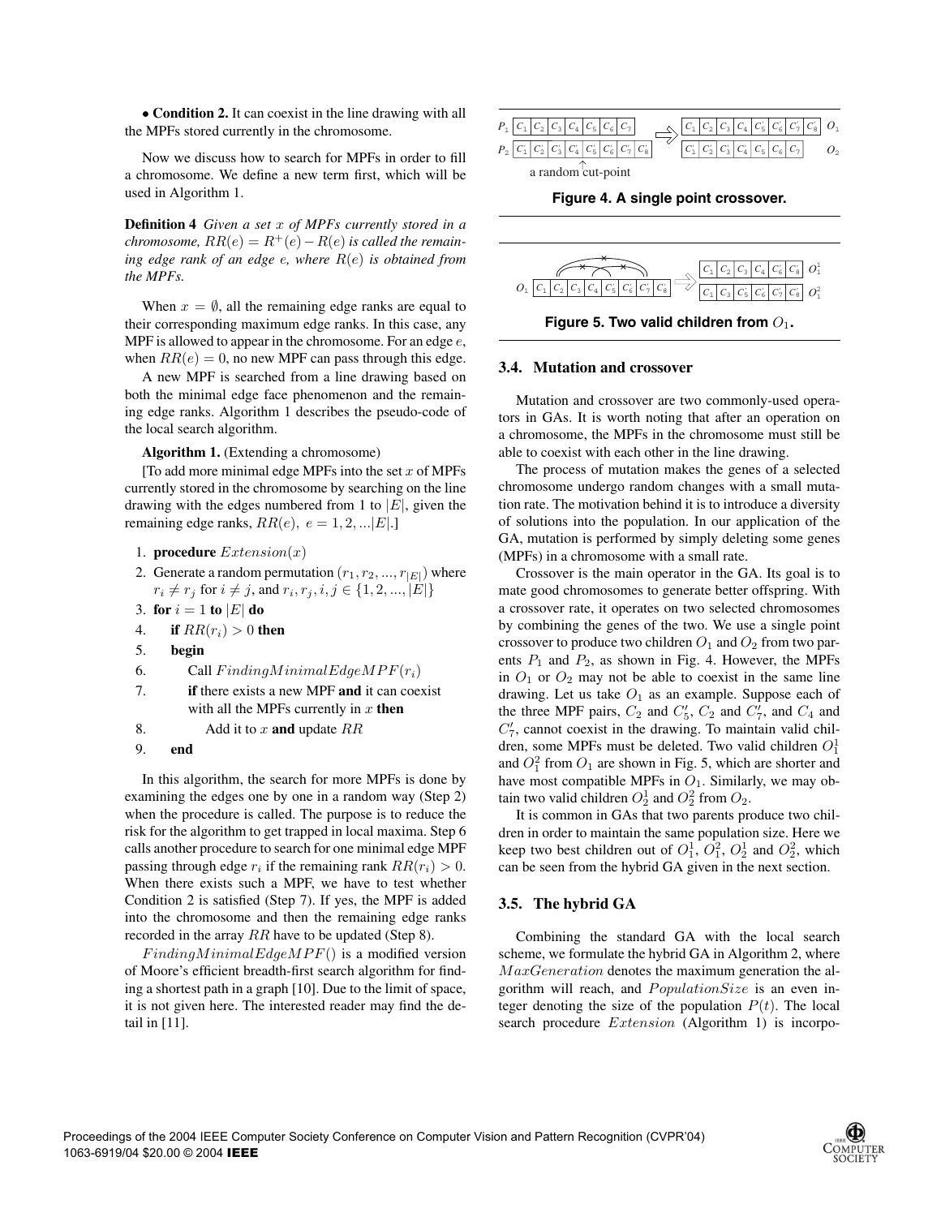• **Condition 2.** It can coexist in the line drawing with all the MPFs stored currently in the chromosome.

Now we discuss how to search for MPFs in order to fill a chromosome. We define a new term first, which will be used in Algorithm 1.

**Definition 4** *Given a set $x$ of MPFs currently stored in a chromosome, $RR(e) = R^+(e) - R(e)$ is called the remaining edge rank of an edge $e$, where $R(e)$ is obtained from the MPFs.*

When $x = \emptyset$, all the remaining edge ranks are equal to their corresponding maximum edge ranks. In this case, any MPF is allowed to appear in the chromosome. For an edge $e$, when $RR(e) = 0$, no new MPF can pass through this edge.

A new MPF is searched from a line drawing based on both the minimal edge face phenomenon and the remaining edge ranks. Algorithm 1 describes the pseudo-code of the local search algorithm.

**Algorithm 1.** (Extending a chromosome)

[To add more minimal edge MPFs into the set $x$ of MPFs currently stored in the chromosome by searching on the line drawing with the edges numbered from 1 to $|E|$, given the remaining edge ranks, $RR(e),\ e = 1, 2, ...|E|$.]

1. **procedure** $Extension(x)$
2. Generate a random permutation $(r_1, r_2, ..., r_{|E|})$ where $r_i \neq r_j$ for $i \neq j$, and $r_i, r_j, i, j \in \{1, 2, ..., |E|\}$
3. **for** $i = 1$ **to** $|E|$ **do**
4. &nbsp;&nbsp;&nbsp;&nbsp;**if** $RR(r_i) > 0$ **then**
5. &nbsp;&nbsp;&nbsp;&nbsp;**begin**
6. &nbsp;&nbsp;&nbsp;&nbsp;&nbsp;&nbsp;&nbsp;&nbsp;Call $FindingMinimalEdgeMPF(r_i)$
7. &nbsp;&nbsp;&nbsp;&nbsp;&nbsp;&nbsp;&nbsp;&nbsp;**if** there exists a new MPF **and** it can coexist with all the MPFs currently in $x$ **then**
8. &nbsp;&nbsp;&nbsp;&nbsp;&nbsp;&nbsp;&nbsp;&nbsp;&nbsp;&nbsp;&nbsp;&nbsp;Add it to $x$ **and** update $RR$
9. &nbsp;&nbsp;&nbsp;&nbsp;**end**

In this algorithm, the search for more MPFs is done by examining the edges one by one in a random way (Step 2) when the procedure is called. The purpose is to reduce the risk for the algorithm to get trapped in local maxima. Step 6 calls another procedure to search for one minimal edge MPF passing through edge $r_i$ if the remaining rank $RR(r_i) > 0$. When there exists such a MPF, we have to test whether Condition 2 is satisfied (Step 7). If yes, the MPF is added into the chromosome and then the remaining edge ranks recorded in the array $RR$ have to be updated (Step 8).

$FindingMinimalEdgeMPF()$ is a modified version of Moore's efficient breadth-first search algorithm for finding a shortest path in a graph [10]. Due to the limit of space, it is not given here. The interested reader may find the detail in [11].

$P_1$ | $C_1$ | $C_2$ | $C_3$ | $C_4$ | $C_5$ | $C_6$ | $C_7$ | ⟹ | $C_1$ | $C_2$ | $C_3$ | $C_4$ | $C_5'$ | $C_6'$ | $C_7'$ | $C_8'$ | $O_1$

$P_2$ | $C_1'$ | $C_2'$ | $C_3'$ | $C_4'$ | $C_5'$ | $C_6'$ | $C_7'$ | $C_8'$ | | $C_1'$ | $C_2'$ | $C_3'$ | $C_4'$ | $C_5$ | $C_6$ | $C_7$ | $O_2$

a random cut-point

**Figure 4. A single point crossover.**

$O_1$ | $C_1$ | $C_2$ | $C_3$ | $C_4$ | $C_5'$ | $C_6'$ | $C_7'$ | $C_8'$ ⟹ $C_1$ | $C_2$ | $C_3$ | $C_4$ | $C_6'$ | $C_8'$ $O_1^1$ ; $C_1$ | $C_3$ | $C_5'$ | $C_6'$ | $C_7'$ | $C_8'$ $O_1^2$

**Figure 5. Two valid children from $O_1$.**

### 3.4. Mutation and crossover

Mutation and crossover are two commonly-used operators in GAs. It is worth noting that after an operation on a chromosome, the MPFs in the chromosome must still be able to coexist with each other in the line drawing.

The process of mutation makes the genes of a selected chromosome undergo random changes with a small mutation rate. The motivation behind it is to introduce a diversity of solutions into the population. In our application of the GA, mutation is performed by simply deleting some genes (MPFs) in a chromosome with a small rate.

Crossover is the main operator in the GA. Its goal is to mate good chromosomes to generate better offspring. With a crossover rate, it operates on two selected chromosomes by combining the genes of the two. We use a single point crossover to produce two children $O_1$ and $O_2$ from two parents $P_1$ and $P_2$, as shown in Fig. 4. However, the MPFs in $O_1$ or $O_2$ may not be able to coexist in the same line drawing. Let us take $O_1$ as an example. Suppose each of the three MPF pairs, $C_2$ and $C_5'$, $C_2$ and $C_7'$, and $C_4$ and $C_7'$, cannot coexist in the drawing. To maintain valid children, some MPFs must be deleted. Two valid children $O_1^1$ and $O_1^2$ from $O_1$ are shown in Fig. 5, which are shorter and have most compatible MPFs in $O_1$. Similarly, we may obtain two valid children $O_2^1$ and $O_2^2$ from $O_2$.

It is common in GAs that two parents produce two children in order to maintain the same population size. Here we keep two best children out of $O_1^1$, $O_1^2$, $O_2^1$ and $O_2^2$, which can be seen from the hybrid GA given in the next section.

### 3.5. The hybrid GA

Combining the standard GA with the local search scheme, we formulate the hybrid GA in Algorithm 2, where $MaxGeneration$ denotes the maximum generation the algorithm will reach, and $PopulationSize$ is an even integer denoting the size of the population $P(t)$. The local search procedure $Extension$ (Algorithm 1) is incorpo-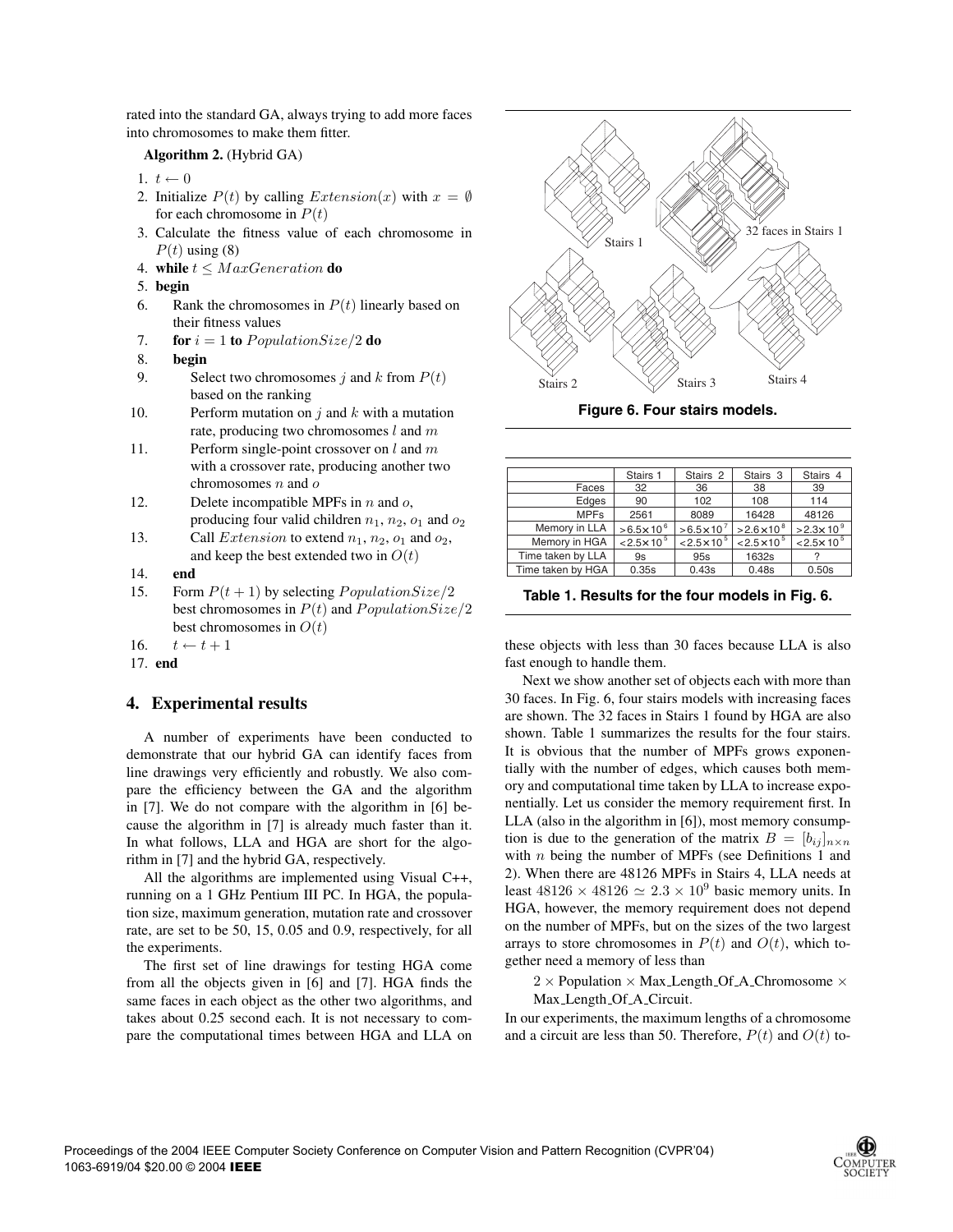rated into the standard GA, always trying to add more faces into chromosomes to make them fitter.

**Algorithm 2.** (Hybrid GA)

1. $t \leftarrow 0$
2. Initialize $P(t)$ by calling $Extension(x)$ with $x = \emptyset$ for each chromosome in $P(t)$
3. Calculate the fitness value of each chromosome in $P(t)$ using (8)
4. **while** $t \leq MaxGeneration$ **do**
5. **begin**
6. Rank the chromosomes in $P(t)$ linearly based on their fitness values
7. **for** $i = 1$ **to** $PopulationSize/2$ **do**
8. **begin**
9. Select two chromosomes $j$ and $k$ from $P(t)$ based on the ranking
10. Perform mutation on $j$ and $k$ with a mutation rate, producing two chromosomes $l$ and $m$
11. Perform single-point crossover on $l$ and $m$ with a crossover rate, producing another two chromosomes $n$ and $o$
12. Delete incompatible MPFs in $n$ and $o$, producing four valid children $n_1$, $n_2$, $o_1$ and $o_2$
13. Call $Extension$ to extend $n_1$, $n_2$, $o_1$ and $o_2$, and keep the best extended two in $O(t)$
14. **end**
15. Form $P(t+1)$ by selecting $PopulationSize/2$ best chromosomes in $P(t)$ and $PopulationSize/2$ best chromosomes in $O(t)$
16. $t \leftarrow t + 1$
17. **end**

## 4. Experimental results

A number of experiments have been conducted to demonstrate that our hybrid GA can identify faces from line drawings very efficiently and robustly. We also compare the efficiency between the GA and the algorithm in [7]. We do not compare with the algorithm in [6] because the algorithm in [7] is already much faster than it. In what follows, LLA and HGA are short for the algorithm in [7] and the hybrid GA, respectively.

All the algorithms are implemented using Visual C++, running on a 1 GHz Pentium III PC. In HGA, the population size, maximum generation, mutation rate and crossover rate, are set to be 50, 15, 0.05 and 0.9, respectively, for all the experiments.

The first set of line drawings for testing HGA come from all the objects given in [6] and [7]. HGA finds the same faces in each object as the other two algorithms, and takes about 0.25 second each. It is not necessary to compare the computational times between HGA and LLA on these objects with less than 30 faces because LLA is also fast enough to handle them.

**Figure 6. Four stairs models.**

| | Stairs 1 | Stairs 2 | Stairs 3 | Stairs 4 |
|---|---|---|---|---|
| Faces | 32 | 36 | 38 | 39 |
| Edges | 90 | 102 | 108 | 114 |
| MPFs | 2561 | 8089 | 16428 | 48126 |
| Memory in LLA | $>6.5\times10^6$ | $>6.5\times10^7$ | $>2.6\times10^8$ | $>2.3\times10^9$ |
| Memory in HGA | $<2.5\times10^5$ | $<2.5\times10^5$ | $<2.5\times10^5$ | $<2.5\times10^5$ |
| Time taken by LLA | 9s | 95s | 1632s | ? |
| Time taken by HGA | 0.35s | 0.43s | 0.48s | 0.50s |

**Table 1. Results for the four models in Fig. 6.**

Next we show another set of objects each with more than 30 faces. In Fig. 6, four stairs models with increasing faces are shown. The 32 faces in Stairs 1 found by HGA are also shown. Table 1 summarizes the results for the four stairs. It is obvious that the number of MPFs grows exponentially with the number of edges, which causes both memory and computational time taken by LLA to increase exponentially. Let us consider the memory requirement first. In LLA (also in the algorithm in [6]), most memory consumption is due to the generation of the matrix $B = [b_{ij}]_{n\times n}$ with $n$ being the number of MPFs (see Definitions 1 and 2). When there are 48126 MPFs in Stairs 4, LLA needs at least $48126 \times 48126 \simeq 2.3 \times 10^9$ basic memory units. In HGA, however, the memory requirement does not depend on the number of MPFs, but on the sizes of the two largest arrays to store chromosomes in $P(t)$ and $O(t)$, which together need a memory of less than

$$2 \times \text{Population} \times \text{Max\_Length\_Of\_A\_Chromosome} \times \text{Max\_Length\_Of\_A\_Circuit}.$$

In our experiments, the maximum lengths of a chromosome and a circuit are less than 50. Therefore, $P(t)$ and $O(t)$ to-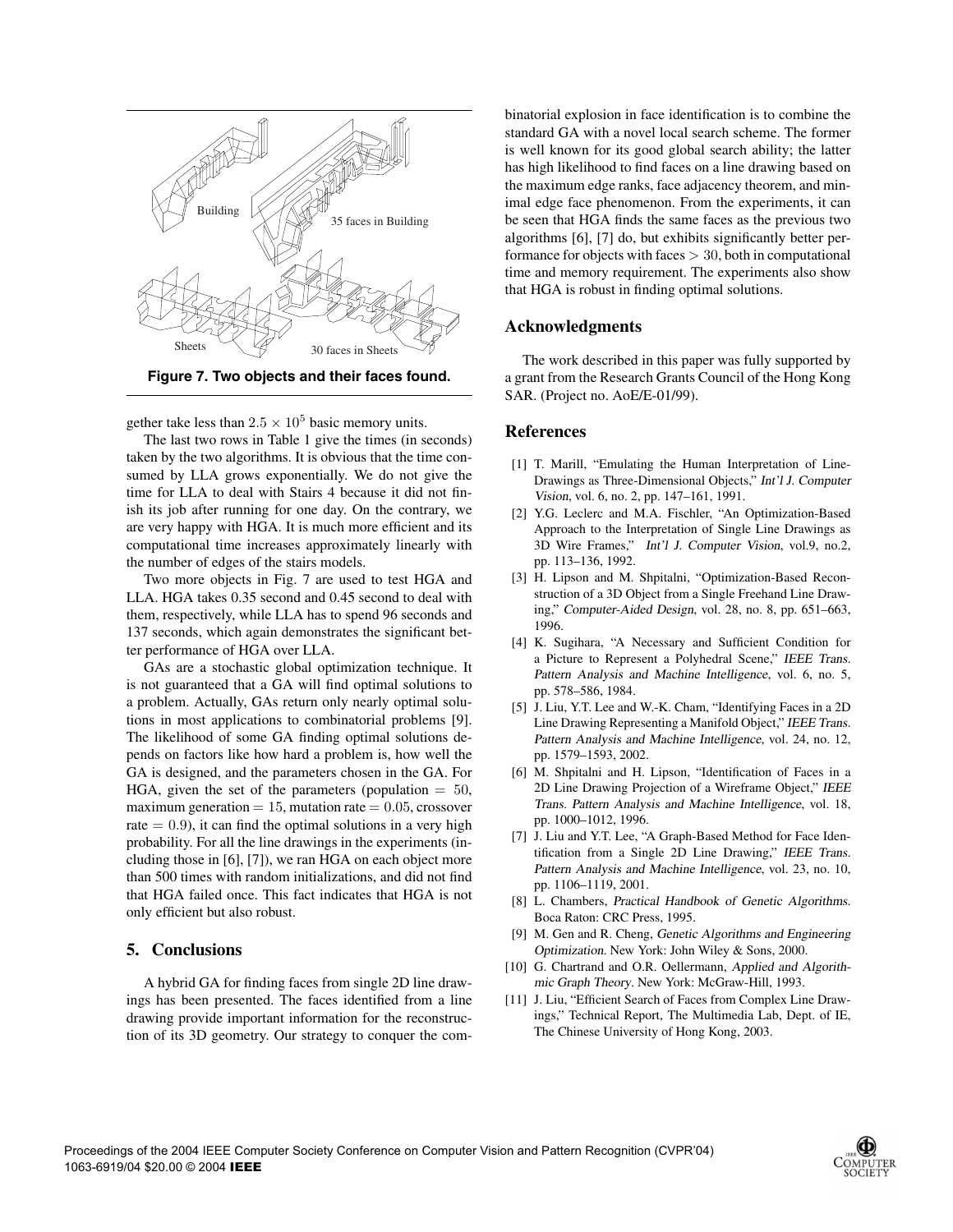Building

35 faces in Building

Sheets

30 faces in Sheets

**Figure 7. Two objects and their faces found.**

gether take less than $2.5 \times 10^5$ basic memory units.

The last two rows in Table 1 give the times (in seconds) taken by the two algorithms. It is obvious that the time consumed by LLA grows exponentially. We do not give the time for LLA to deal with Stairs 4 because it did not finish its job after running for one day. On the contrary, we are very happy with HGA. It is much more efficient and its computational time increases approximately linearly with the number of edges of the stairs models.

Two more objects in Fig. 7 are used to test HGA and LLA. HGA takes 0.35 second and 0.45 second to deal with them, respectively, while LLA has to spend 96 seconds and 137 seconds, which again demonstrates the significant better performance of HGA over LLA.

GAs are a stochastic global optimization technique. It is not guaranteed that a GA will find optimal solutions to a problem. Actually, GAs return only nearly optimal solutions in most applications to combinatorial problems [9]. The likelihood of some GA finding optimal solutions depends on factors like how hard a problem is, how well the GA is designed, and the parameters chosen in the GA. For HGA, given the set of the parameters (population $= 50$, maximum generation $= 15$, mutation rate $= 0.05$, crossover rate $= 0.9$), it can find the optimal solutions in a very high probability. For all the line drawings in the experiments (including those in [6], [7]), we ran HGA on each object more than 500 times with random initializations, and did not find that HGA failed once. This fact indicates that HGA is not only efficient but also robust.

## 5. Conclusions

A hybrid GA for finding faces from single 2D line drawings has been presented. The faces identified from a line drawing provide important information for the reconstruction of its 3D geometry. Our strategy to conquer the combinatorial explosion in face identification is to combine the standard GA with a novel local search scheme. The former is well known for its good global search ability; the latter has high likelihood to find faces on a line drawing based on the maximum edge ranks, face adjacency theorem, and minimal edge face phenomenon. From the experiments, it can be seen that HGA finds the same faces as the previous two algorithms [6], [7] do, but exhibits significantly better performance for objects with faces $> 30$, both in computational time and memory requirement. The experiments also show that HGA is robust in finding optimal solutions.

## Acknowledgments

The work described in this paper was fully supported by a grant from the Research Grants Council of the Hong Kong SAR. (Project no. AoE/E-01/99).

## References

[1] T. Marill, "Emulating the Human Interpretation of Line-Drawings as Three-Dimensional Objects," *Int'l J. Computer Vision*, vol. 6, no. 2, pp. 147–161, 1991.

[2] Y.G. Leclerc and M.A. Fischler, "An Optimization-Based Approach to the Interpretation of Single Line Drawings as 3D Wire Frames," *Int'l J. Computer Vision*, vol.9, no.2, pp. 113–136, 1992.

[3] H. Lipson and M. Shpitalni, "Optimization-Based Reconstruction of a 3D Object from a Single Freehand Line Drawing," *Computer-Aided Design*, vol. 28, no. 8, pp. 651–663, 1996.

[4] K. Sugihara, "A Necessary and Sufficient Condition for a Picture to Represent a Polyhedral Scene," *IEEE Trans. Pattern Analysis and Machine Intelligence*, vol. 6, no. 5, pp. 578–586, 1984.

[5] J. Liu, Y.T. Lee and W.-K. Cham, "Identifying Faces in a 2D Line Drawing Representing a Manifold Object," *IEEE Trans. Pattern Analysis and Machine Intelligence*, vol. 24, no. 12, pp. 1579–1593, 2002.

[6] M. Shpitalni and H. Lipson, "Identification of Faces in a 2D Line Drawing Projection of a Wireframe Object," *IEEE Trans. Pattern Analysis and Machine Intelligence*, vol. 18, pp. 1000–1012, 1996.

[7] J. Liu and Y.T. Lee, "A Graph-Based Method for Face Identification from a Single 2D Line Drawing," *IEEE Trans. Pattern Analysis and Machine Intelligence*, vol. 23, no. 10, pp. 1106–1119, 2001.

[8] L. Chambers, *Practical Handbook of Genetic Algorithms*. Boca Raton: CRC Press, 1995.

[9] M. Gen and R. Cheng, *Genetic Algorithms and Engineering Optimization*. New York: John Wiley & Sons, 2000.

[10] G. Chartrand and O.R. Oellermann, *Applied and Algorithmic Graph Theory*. New York: McGraw-Hill, 1993.

[11] J. Liu, "Efficient Search of Faces from Complex Line Drawings," Technical Report, The Multimedia Lab, Dept. of IE, The Chinese University of Hong Kong, 2003.